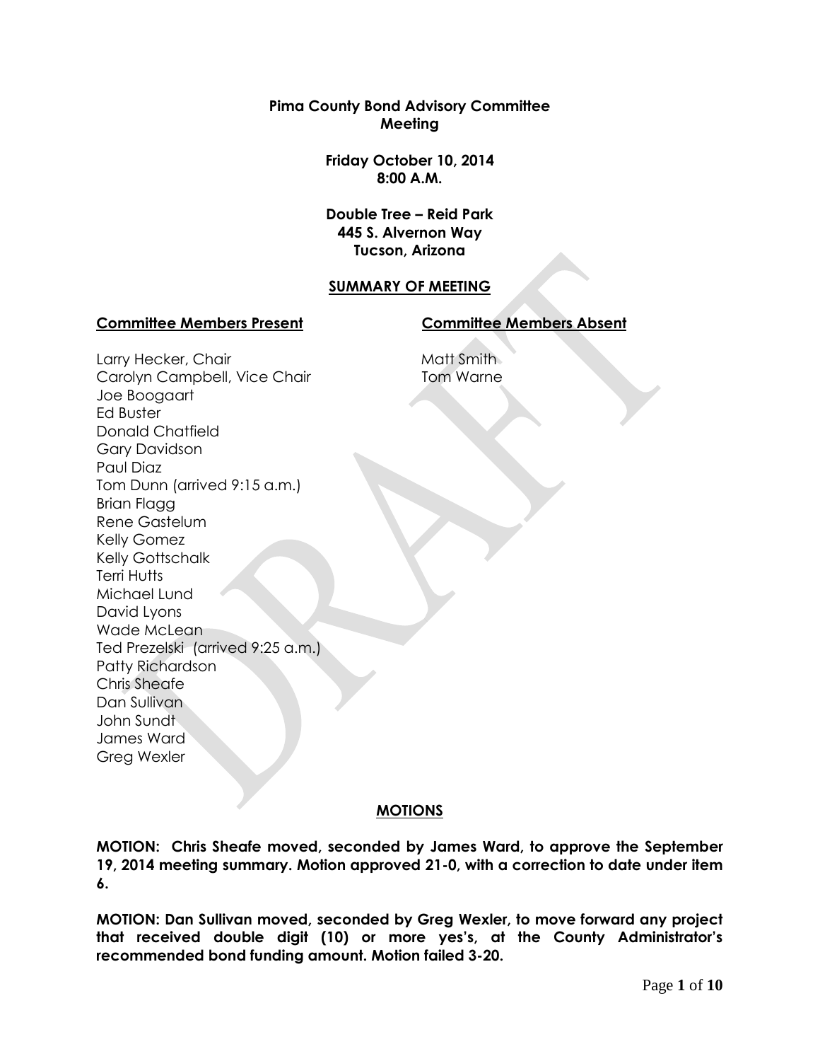**Pima County Bond Advisory Committee**
**Meeting**

**Friday October 10, 2014**
**8:00 A.M.**

**Double Tree – Reid Park**
**445 S. Alvernon Way**
**Tucson, Arizona**

**SUMMARY OF MEETING**

**Committee Members Present**

Larry Hecker, Chair
Carolyn Campbell, Vice Chair
Joe Boogaart
Ed Buster
Donald Chatfield
Gary Davidson
Paul Diaz
Tom Dunn (arrived 9:15 a.m.)
Brian Flagg
Rene Gastelum
Kelly Gomez
Kelly Gottschalk
Terri Hutts
Michael Lund
David Lyons
Wade McLean
Ted Prezelski (arrived 9:25 a.m.)
Patty Richardson
Chris Sheafe
Dan Sullivan
John Sundt
James Ward
Greg Wexler

**Committee Members Absent**

Matt Smith
Tom Warne

**MOTIONS**

**MOTION: Chris Sheafe moved, seconded by James Ward, to approve the September 19, 2014 meeting summary. Motion approved 21-0, with a correction to date under item 6.**

**MOTION: Dan Sullivan moved, seconded by Greg Wexler, to move forward any project that received double digit (10) or more yes's, at the County Administrator's recommended bond funding amount. Motion failed 3-20.**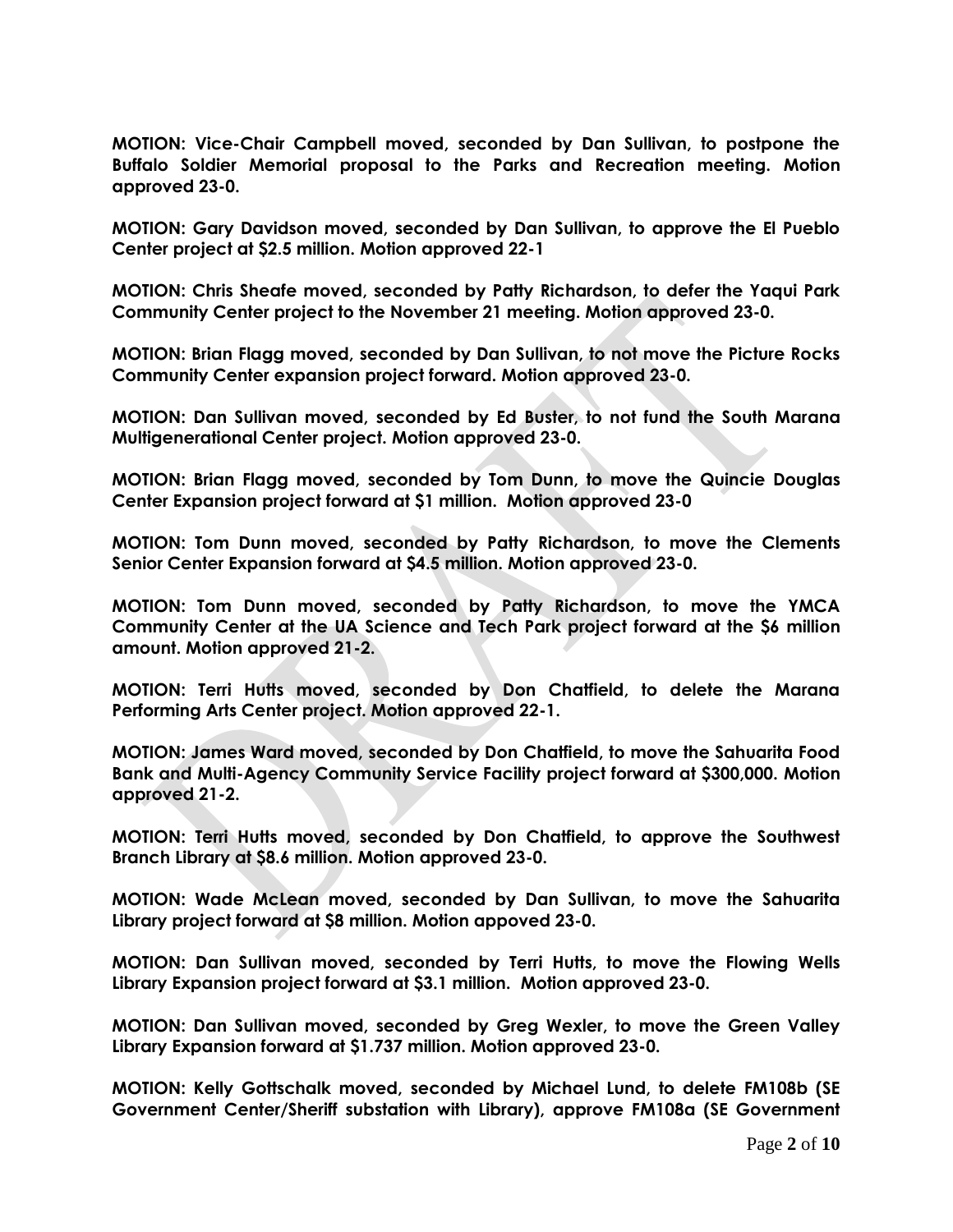**MOTION: Vice-Chair Campbell moved, seconded by Dan Sullivan, to postpone the Buffalo Soldier Memorial proposal to the Parks and Recreation meeting. Motion approved 23-0.**

**MOTION: Gary Davidson moved, seconded by Dan Sullivan, to approve the El Pueblo Center project at $2.5 million. Motion approved 22-1**

**MOTION: Chris Sheafe moved, seconded by Patty Richardson, to defer the Yaqui Park Community Center project to the November 21 meeting. Motion approved 23-0.**

**MOTION: Brian Flagg moved, seconded by Dan Sullivan, to not move the Picture Rocks Community Center expansion project forward. Motion approved 23-0.**

**MOTION: Dan Sullivan moved, seconded by Ed Buster, to not fund the South Marana Multigenerational Center project. Motion approved 23-0.**

**MOTION: Brian Flagg moved, seconded by Tom Dunn, to move the Quincie Douglas Center Expansion project forward at $1 million. Motion approved 23-0**

**MOTION: Tom Dunn moved, seconded by Patty Richardson, to move the Clements Senior Center Expansion forward at $4.5 million. Motion approved 23-0.**

**MOTION: Tom Dunn moved, seconded by Patty Richardson, to move the YMCA Community Center at the UA Science and Tech Park project forward at the $6 million amount. Motion approved 21-2.**

**MOTION: Terri Hutts moved, seconded by Don Chatfield, to delete the Marana Performing Arts Center project. Motion approved 22-1.**

**MOTION: James Ward moved, seconded by Don Chatfield, to move the Sahuarita Food Bank and Multi-Agency Community Service Facility project forward at $300,000. Motion approved 21-2.**

**MOTION: Terri Hutts moved, seconded by Don Chatfield, to approve the Southwest Branch Library at $8.6 million. Motion approved 23-0.**

**MOTION: Wade McLean moved, seconded by Dan Sullivan, to move the Sahuarita Library project forward at $8 million. Motion appoved 23-0.**

**MOTION: Dan Sullivan moved, seconded by Terri Hutts, to move the Flowing Wells Library Expansion project forward at $3.1 million. Motion approved 23-0.**

**MOTION: Dan Sullivan moved, seconded by Greg Wexler, to move the Green Valley Library Expansion forward at $1.737 million. Motion approved 23-0.**

**MOTION: Kelly Gottschalk moved, seconded by Michael Lund, to delete FM108b (SE Government Center/Sheriff substation with Library), approve FM108a (SE Government**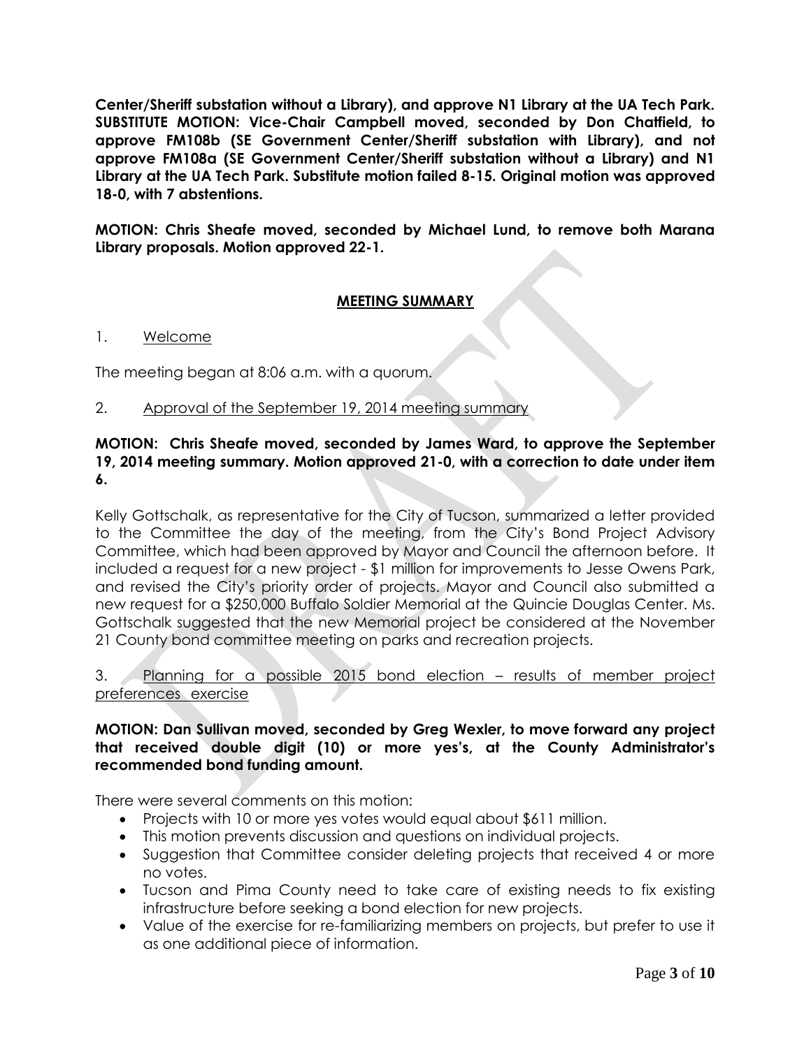**Center/Sheriff substation without a Library), and approve N1 Library at the UA Tech Park. SUBSTITUTE MOTION: Vice-Chair Campbell moved, seconded by Don Chatfield, to approve FM108b (SE Government Center/Sheriff substation with Library), and not approve FM108a (SE Government Center/Sheriff substation without a Library) and N1 Library at the UA Tech Park. Substitute motion failed 8-15. Original motion was approved 18-0, with 7 abstentions.**

**MOTION: Chris Sheafe moved, seconded by Michael Lund, to remove both Marana Library proposals. Motion approved 22-1.**

## MEETING SUMMARY

1. Welcome

The meeting began at 8:06 a.m. with a quorum.

2. Approval of the September 19, 2014 meeting summary

**MOTION: Chris Sheafe moved, seconded by James Ward, to approve the September 19, 2014 meeting summary. Motion approved 21-0, with a correction to date under item 6.**

Kelly Gottschalk, as representative for the City of Tucson, summarized a letter provided to the Committee the day of the meeting, from the City's Bond Project Advisory Committee, which had been approved by Mayor and Council the afternoon before. It included a request for a new project - $1 million for improvements to Jesse Owens Park, and revised the City's priority order of projects. Mayor and Council also submitted a new request for a $250,000 Buffalo Soldier Memorial at the Quincie Douglas Center. Ms. Gottschalk suggested that the new Memorial project be considered at the November 21 County bond committee meeting on parks and recreation projects.

3. Planning for a possible 2015 bond election – results of member project preferences exercise

**MOTION: Dan Sullivan moved, seconded by Greg Wexler, to move forward any project that received double digit (10) or more yes's, at the County Administrator's recommended bond funding amount.**

There were several comments on this motion:

- Projects with 10 or more yes votes would equal about $611 million.
- This motion prevents discussion and questions on individual projects.
- Suggestion that Committee consider deleting projects that received 4 or more no votes.
- Tucson and Pima County need to take care of existing needs to fix existing infrastructure before seeking a bond election for new projects.
- Value of the exercise for re-familiarizing members on projects, but prefer to use it as one additional piece of information.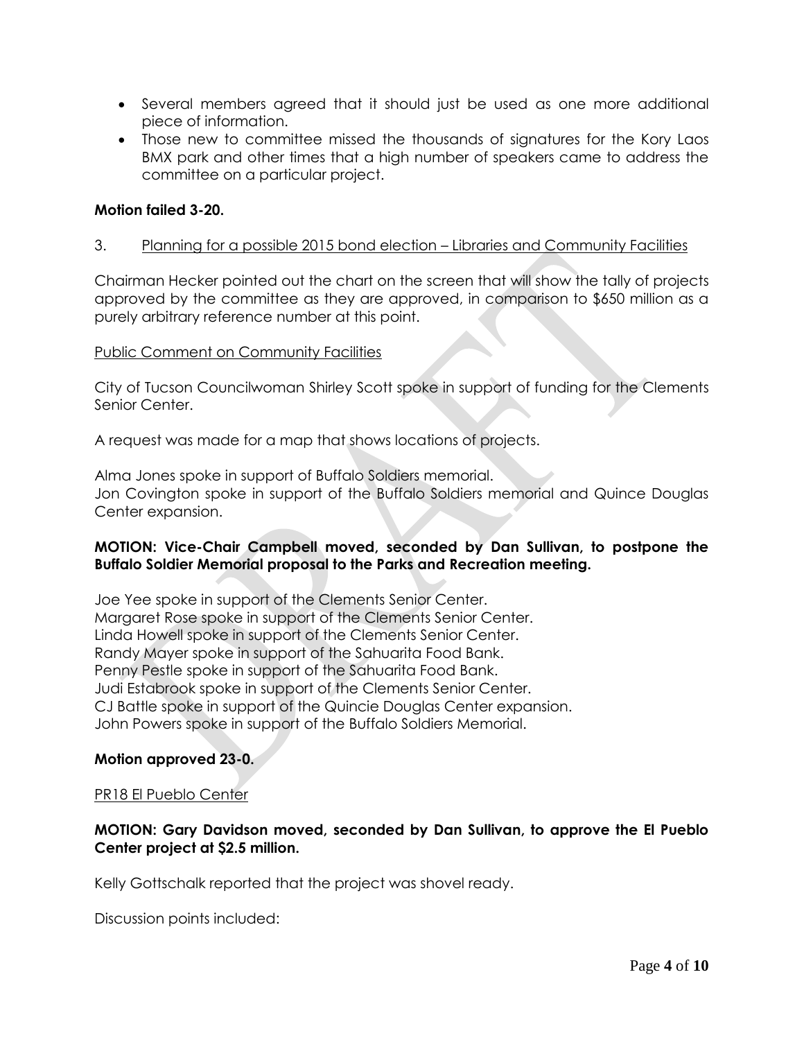- Several members agreed that it should just be used as one more additional piece of information.
- Those new to committee missed the thousands of signatures for the Kory Laos BMX park and other times that a high number of speakers came to address the committee on a particular project.

**Motion failed 3-20.**

3. Planning for a possible 2015 bond election – Libraries and Community Facilities

Chairman Hecker pointed out the chart on the screen that will show the tally of projects approved by the committee as they are approved, in comparison to $650 million as a purely arbitrary reference number at this point.

Public Comment on Community Facilities

City of Tucson Councilwoman Shirley Scott spoke in support of funding for the Clements Senior Center.

A request was made for a map that shows locations of projects.

Alma Jones spoke in support of Buffalo Soldiers memorial.
Jon Covington spoke in support of the Buffalo Soldiers memorial and Quince Douglas Center expansion.

**MOTION: Vice-Chair Campbell moved, seconded by Dan Sullivan, to postpone the Buffalo Soldier Memorial proposal to the Parks and Recreation meeting.**

Joe Yee spoke in support of the Clements Senior Center.
Margaret Rose spoke in support of the Clements Senior Center.
Linda Howell spoke in support of the Clements Senior Center.
Randy Mayer spoke in support of the Sahuarita Food Bank.
Penny Pestle spoke in support of the Sahuarita Food Bank.
Judi Estabrook spoke in support of the Clements Senior Center.
CJ Battle spoke in support of the Quincie Douglas Center expansion.
John Powers spoke in support of the Buffalo Soldiers Memorial.

**Motion approved 23-0.**

PR18 El Pueblo Center

**MOTION: Gary Davidson moved, seconded by Dan Sullivan, to approve the El Pueblo Center project at $2.5 million.**

Kelly Gottschalk reported that the project was shovel ready.

Discussion points included: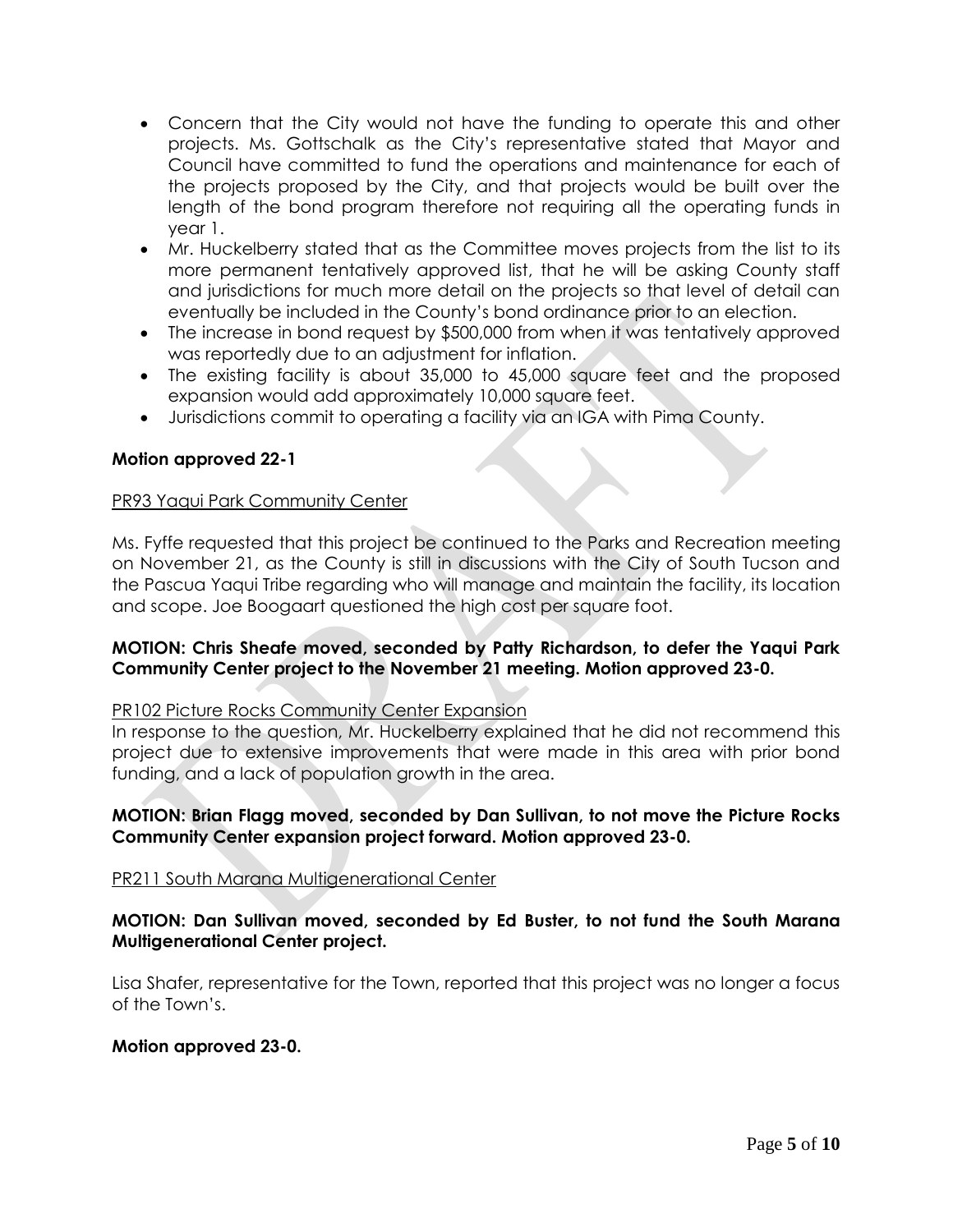- Concern that the City would not have the funding to operate this and other projects. Ms. Gottschalk as the City's representative stated that Mayor and Council have committed to fund the operations and maintenance for each of the projects proposed by the City, and that projects would be built over the length of the bond program therefore not requiring all the operating funds in year 1.
- Mr. Huckelberry stated that as the Committee moves projects from the list to its more permanent tentatively approved list, that he will be asking County staff and jurisdictions for much more detail on the projects so that level of detail can eventually be included in the County's bond ordinance prior to an election.
- The increase in bond request by $500,000 from when it was tentatively approved was reportedly due to an adjustment for inflation.
- The existing facility is about 35,000 to 45,000 square feet and the proposed expansion would add approximately 10,000 square feet.
- Jurisdictions commit to operating a facility via an IGA with Pima County.

**Motion approved 22-1**

PR93 Yaqui Park Community Center

Ms. Fyffe requested that this project be continued to the Parks and Recreation meeting on November 21, as the County is still in discussions with the City of South Tucson and the Pascua Yaqui Tribe regarding who will manage and maintain the facility, its location and scope. Joe Boogaart questioned the high cost per square foot.

**MOTION: Chris Sheafe moved, seconded by Patty Richardson, to defer the Yaqui Park Community Center project to the November 21 meeting. Motion approved 23-0.**

PR102 Picture Rocks Community Center Expansion

In response to the question, Mr. Huckelberry explained that he did not recommend this project due to extensive improvements that were made in this area with prior bond funding, and a lack of population growth in the area.

**MOTION: Brian Flagg moved, seconded by Dan Sullivan, to not move the Picture Rocks Community Center expansion project forward. Motion approved 23-0.**

PR211 South Marana Multigenerational Center

**MOTION: Dan Sullivan moved, seconded by Ed Buster, to not fund the South Marana Multigenerational Center project.**

Lisa Shafer, representative for the Town, reported that this project was no longer a focus of the Town's.

**Motion approved 23-0.**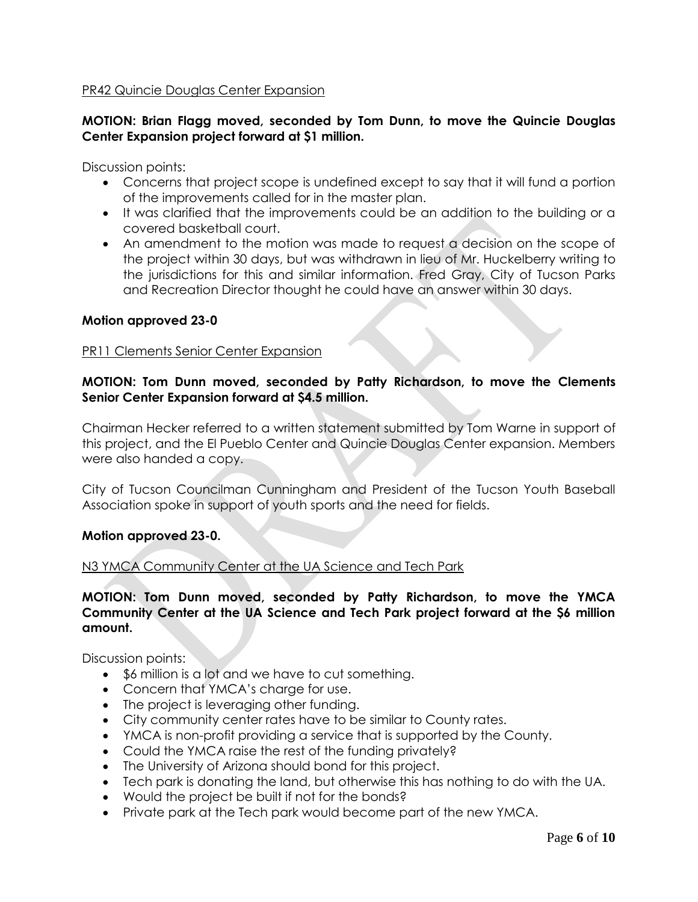PR42 Quincie Douglas Center Expansion

**MOTION: Brian Flagg moved, seconded by Tom Dunn, to move the Quincie Douglas Center Expansion project forward at $1 million.**

Discussion points:

- Concerns that project scope is undefined except to say that it will fund a portion of the improvements called for in the master plan.
- It was clarified that the improvements could be an addition to the building or a covered basketball court.
- An amendment to the motion was made to request a decision on the scope of the project within 30 days, but was withdrawn in lieu of Mr. Huckelberry writing to the jurisdictions for this and similar information. Fred Gray, City of Tucson Parks and Recreation Director thought he could have an answer within 30 days.

**Motion approved 23-0**

PR11 Clements Senior Center Expansion

**MOTION: Tom Dunn moved, seconded by Patty Richardson, to move the Clements Senior Center Expansion forward at $4.5 million.**

Chairman Hecker referred to a written statement submitted by Tom Warne in support of this project, and the El Pueblo Center and Quincie Douglas Center expansion. Members were also handed a copy.

City of Tucson Councilman Cunningham and President of the Tucson Youth Baseball Association spoke in support of youth sports and the need for fields.

**Motion approved 23-0.**

N3 YMCA Community Center at the UA Science and Tech Park

**MOTION: Tom Dunn moved, seconded by Patty Richardson, to move the YMCA Community Center at the UA Science and Tech Park project forward at the $6 million amount.**

Discussion points:

- $6 million is a lot and we have to cut something.
- Concern that YMCA's charge for use.
- The project is leveraging other funding.
- City community center rates have to be similar to County rates.
- YMCA is non-profit providing a service that is supported by the County.
- Could the YMCA raise the rest of the funding privately?
- The University of Arizona should bond for this project.
- Tech park is donating the land, but otherwise this has nothing to do with the UA.
- Would the project be built if not for the bonds?
- Private park at the Tech park would become part of the new YMCA.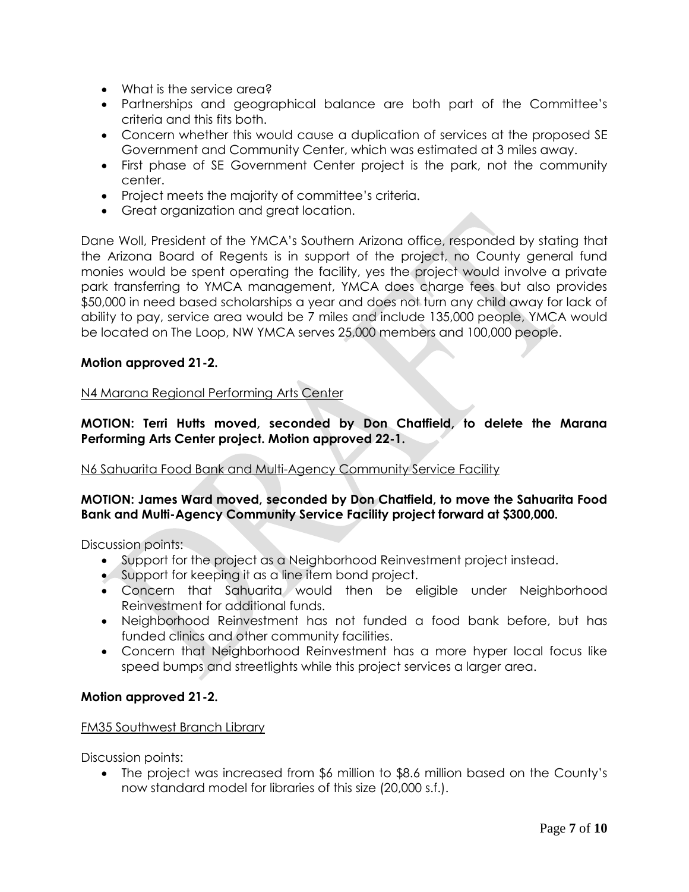- What is the service area?
- Partnerships and geographical balance are both part of the Committee's criteria and this fits both.
- Concern whether this would cause a duplication of services at the proposed SE Government and Community Center, which was estimated at 3 miles away.
- First phase of SE Government Center project is the park, not the community center.
- Project meets the majority of committee's criteria.
- Great organization and great location.

Dane Woll, President of the YMCA's Southern Arizona office, responded by stating that the Arizona Board of Regents is in support of the project, no County general fund monies would be spent operating the facility, yes the project would involve a private park transferring to YMCA management, YMCA does charge fees but also provides $50,000 in need based scholarships a year and does not turn any child away for lack of ability to pay, service area would be 7 miles and include 135,000 people, YMCA would be located on The Loop, NW YMCA serves 25,000 members and 100,000 people.

**Motion approved 21-2.**

<u>N4 Marana Regional Performing Arts Center</u>

**MOTION: Terri Hutts moved, seconded by Don Chatfield, to delete the Marana Performing Arts Center project. Motion approved 22-1.**

<u>N6 Sahuarita Food Bank and Multi-Agency Community Service Facility</u>

**MOTION: James Ward moved, seconded by Don Chatfield, to move the Sahuarita Food Bank and Multi-Agency Community Service Facility project forward at $300,000.**

Discussion points:

- Support for the project as a Neighborhood Reinvestment project instead.
- Support for keeping it as a line item bond project.
- Concern that Sahuarita would then be eligible under Neighborhood Reinvestment for additional funds.
- Neighborhood Reinvestment has not funded a food bank before, but has funded clinics and other community facilities.
- Concern that Neighborhood Reinvestment has a more hyper local focus like speed bumps and streetlights while this project services a larger area.

**Motion approved 21-2.**

<u>FM35 Southwest Branch Library</u>

Discussion points:

- The project was increased from $6 million to $8.6 million based on the County's now standard model for libraries of this size (20,000 s.f.).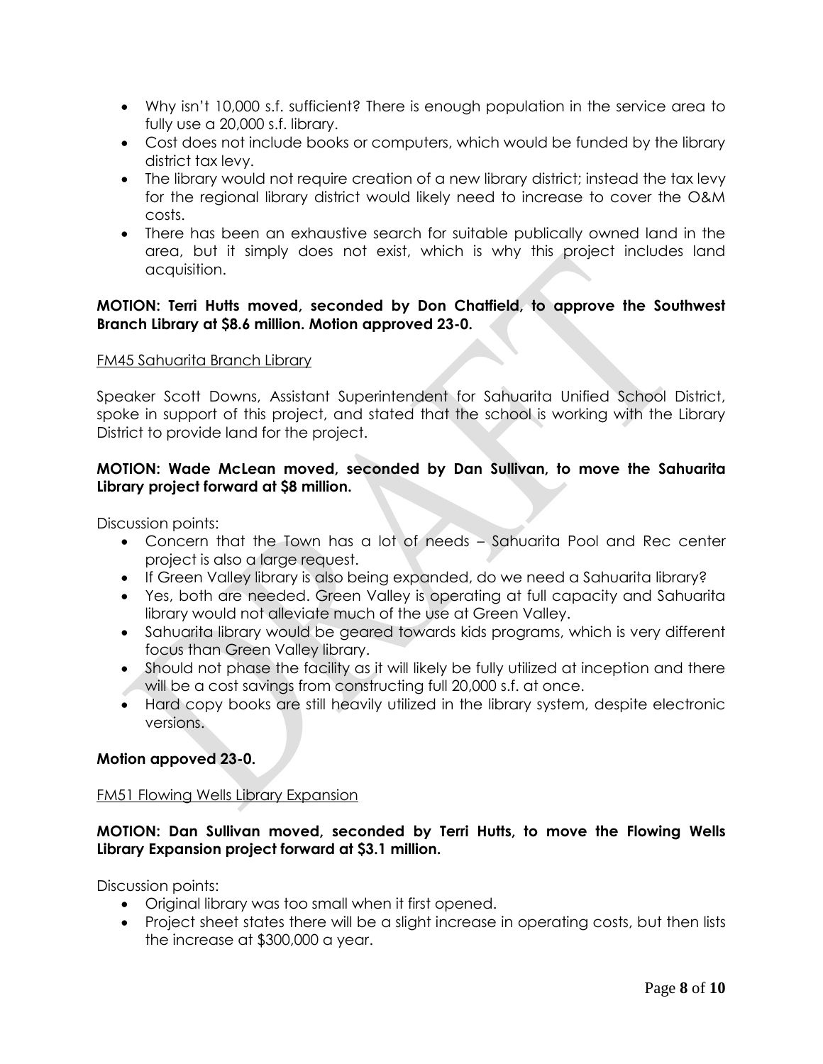- Why isn't 10,000 s.f. sufficient? There is enough population in the service area to fully use a 20,000 s.f. library.
- Cost does not include books or computers, which would be funded by the library district tax levy.
- The library would not require creation of a new library district; instead the tax levy for the regional library district would likely need to increase to cover the O&M costs.
- There has been an exhaustive search for suitable publically owned land in the area, but it simply does not exist, which is why this project includes land acquisition.

**MOTION: Terri Hutts moved, seconded by Don Chatfield, to approve the Southwest Branch Library at $8.6 million. Motion approved 23-0.**

FM45 Sahuarita Branch Library

Speaker Scott Downs, Assistant Superintendent for Sahuarita Unified School District, spoke in support of this project, and stated that the school is working with the Library District to provide land for the project.

**MOTION: Wade McLean moved, seconded by Dan Sullivan, to move the Sahuarita Library project forward at $8 million.**

Discussion points:

- Concern that the Town has a lot of needs – Sahuarita Pool and Rec center project is also a large request.
- If Green Valley library is also being expanded, do we need a Sahuarita library?
- Yes, both are needed. Green Valley is operating at full capacity and Sahuarita library would not alleviate much of the use at Green Valley.
- Sahuarita library would be geared towards kids programs, which is very different focus than Green Valley library.
- Should not phase the facility as it will likely be fully utilized at inception and there will be a cost savings from constructing full 20,000 s.f. at once.
- Hard copy books are still heavily utilized in the library system, despite electronic versions.

**Motion appoved 23-0.**

FM51 Flowing Wells Library Expansion

**MOTION: Dan Sullivan moved, seconded by Terri Hutts, to move the Flowing Wells Library Expansion project forward at $3.1 million.**

Discussion points:

- Original library was too small when it first opened.
- Project sheet states there will be a slight increase in operating costs, but then lists the increase at $300,000 a year.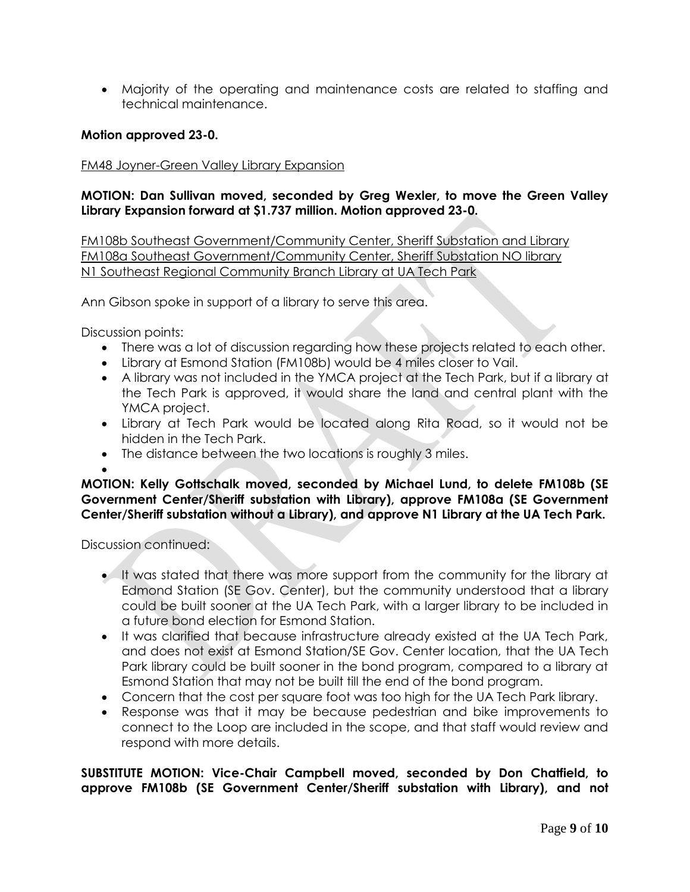- Majority of the operating and maintenance costs are related to staffing and technical maintenance.

**Motion approved 23-0.**

<u>FM48 Joyner-Green Valley Library Expansion</u>

**MOTION: Dan Sullivan moved, seconded by Greg Wexler, to move the Green Valley Library Expansion forward at $1.737 million. Motion approved 23-0.**

<u>FM108b Southeast Government/Community Center, Sheriff Substation and Library</u>
<u>FM108a Southeast Government/Community Center, Sheriff Substation NO library</u>
<u>N1 Southeast Regional Community Branch Library at UA Tech Park</u>

Ann Gibson spoke in support of a library to serve this area.

Discussion points:

- There was a lot of discussion regarding how these projects related to each other.
- Library at Esmond Station (FM108b) would be 4 miles closer to Vail.
- A library was not included in the YMCA project at the Tech Park, but if a library at the Tech Park is approved, it would share the land and central plant with the YMCA project.
- Library at Tech Park would be located along Rita Road, so it would not be hidden in the Tech Park.
- The distance between the two locations is roughly 3 miles.

**MOTION: Kelly Gottschalk moved, seconded by Michael Lund, to delete FM108b (SE Government Center/Sheriff substation with Library), approve FM108a (SE Government Center/Sheriff substation without a Library), and approve N1 Library at the UA Tech Park.**

Discussion continued:

- It was stated that there was more support from the community for the library at Edmond Station (SE Gov. Center), but the community understood that a library could be built sooner at the UA Tech Park, with a larger library to be included in a future bond election for Esmond Station.
- It was clarified that because infrastructure already existed at the UA Tech Park, and does not exist at Esmond Station/SE Gov. Center location, that the UA Tech Park library could be built sooner in the bond program, compared to a library at Esmond Station that may not be built till the end of the bond program.
- Concern that the cost per square foot was too high for the UA Tech Park library.
- Response was that it may be because pedestrian and bike improvements to connect to the Loop are included in the scope, and that staff would review and respond with more details.

**SUBSTITUTE MOTION: Vice-Chair Campbell moved, seconded by Don Chatfield, to approve FM108b (SE Government Center/Sheriff substation with Library), and not**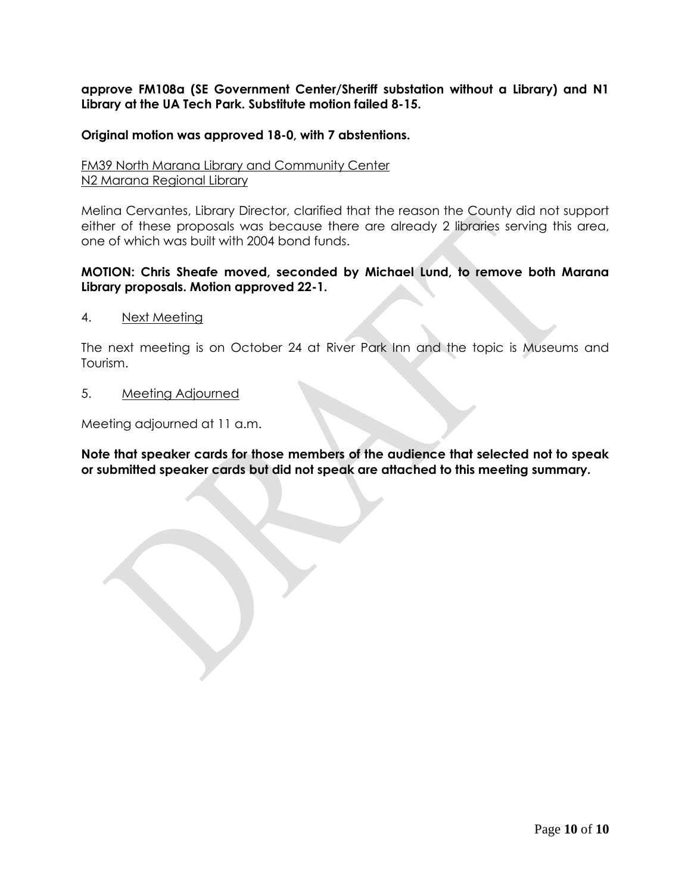**approve FM108a (SE Government Center/Sheriff substation without a Library) and N1 Library at the UA Tech Park. Substitute motion failed 8-15.**

**Original motion was approved 18-0, with 7 abstentions.**

<u>FM39 North Marana Library and Community Center</u>
<u>N2 Marana Regional Library</u>

Melina Cervantes, Library Director, clarified that the reason the County did not support either of these proposals was because there are already 2 libraries serving this area, one of which was built with 2004 bond funds.

**MOTION: Chris Sheafe moved, seconded by Michael Lund, to remove both Marana Library proposals. Motion approved 22-1.**

4. <u>Next Meeting</u>

The next meeting is on October 24 at River Park Inn and the topic is Museums and Tourism.

5. <u>Meeting Adjourned</u>

Meeting adjourned at 11 a.m.

**Note that speaker cards for those members of the audience that selected not to speak or submitted speaker cards but did not speak are attached to this meeting summary.**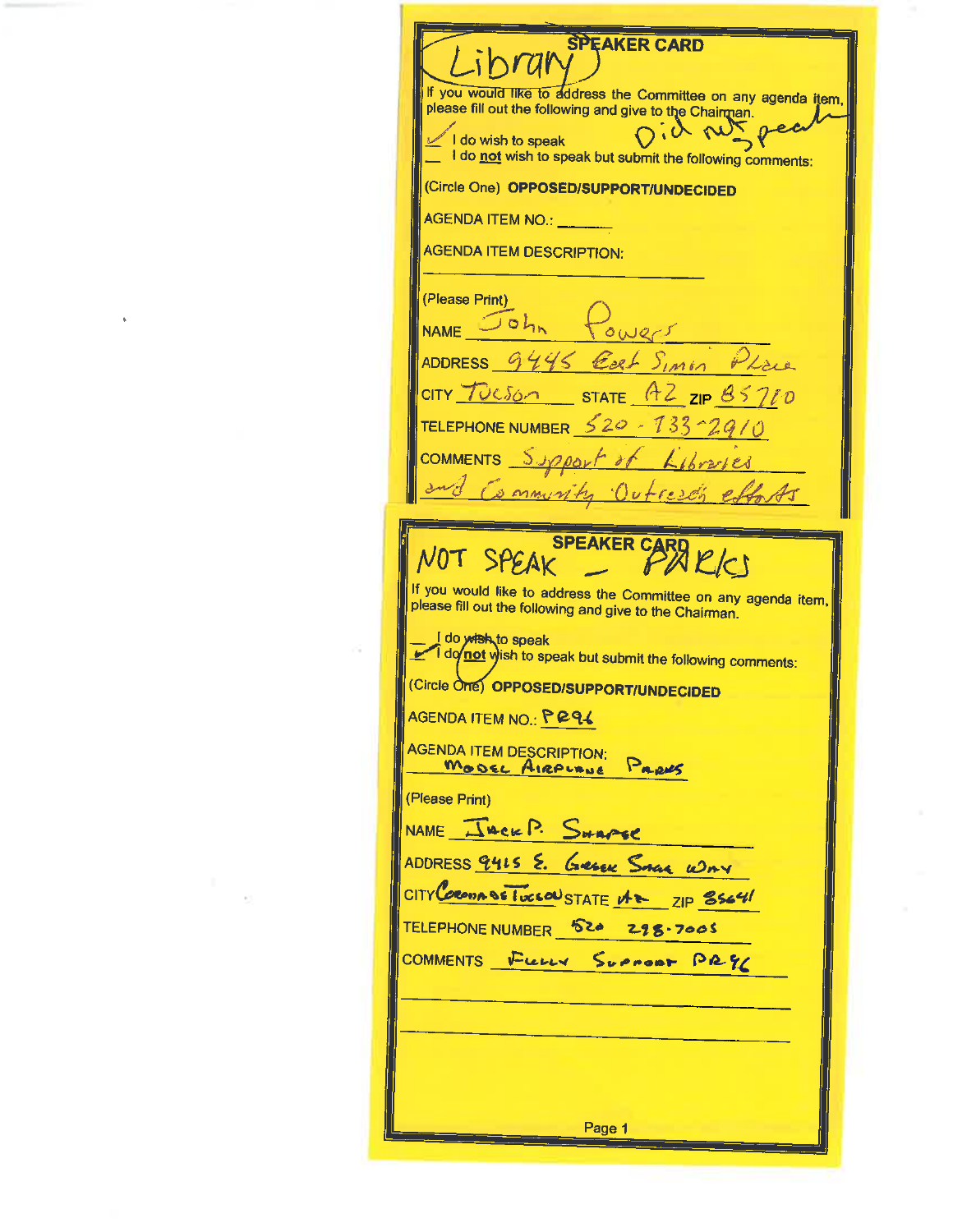## SPEAKER CARD

Library

If you would like to address the Committee on any agenda item, please fill out the following and give to the Chairman.

✓ I do wish to speak — Did not speak

__ I do **not** wish to speak but submit the following comments:

(Circle One) **OPPOSED/SUPPORT/UNDECIDED**

AGENDA ITEM NO.: ______

AGENDA ITEM DESCRIPTION:

(Please Print)

NAME John Powers

ADDRESS 9445 East Simin Place

CITY Tucson STATE AZ ZIP 85710

TELEPHONE NUMBER 520-733-2910

COMMENTS Support of Libraries and Community Outreach efforts

## SPEAKER CARD

NOT SPEAK – PARKS

If you would like to address the Committee on any agenda item, please fill out the following and give to the Chairman.

__ I do wish to speak

✓ I do **not** wish to speak but submit the following comments:

(Circle One) **OPPOSED/SUPPORT/UNDECIDED**

AGENDA ITEM NO.: PR96

AGENDA ITEM DESCRIPTION: Model Airplane Parks

(Please Print)

NAME Jack P. Sharpe

ADDRESS 9415 E. Green Sage Way

CITY Corona de Tucson STATE AZ ZIP 85641

TELEPHONE NUMBER 520 298-7005

COMMENTS Fully Support PR96